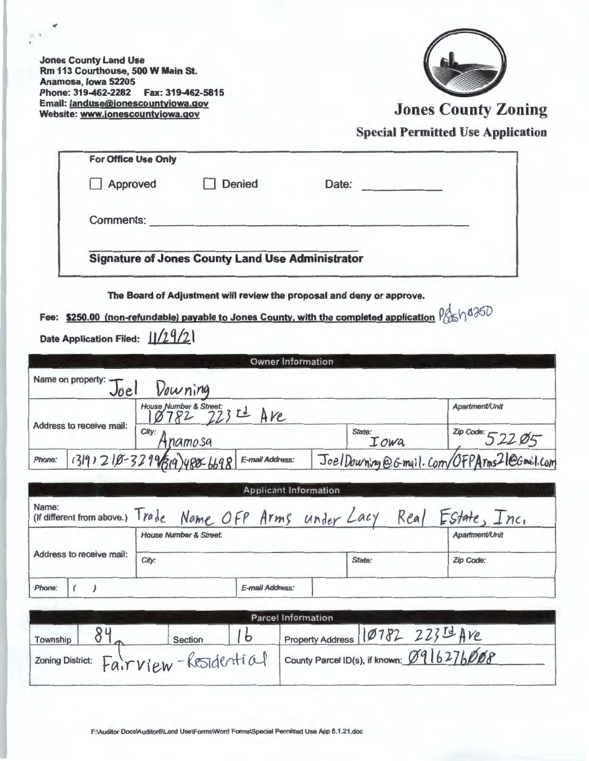Jones County Land Use
Rm 113 Courthouse, 500 W Main St.
Anamosa, Iowa 52205
Phone: 319-462-2282 Fax: 319-462-5815
Email: landuse@jonescountyiowa.gov
Website: www.jonescountyiowa.gov

# Jones County Zoning

## Special Permitted Use Application

| For Office Use Only | | |
|---|---|---|
| ☐ Approved | ☐ Denied | Date: ________ |
| Comments: | | |
| **Signature of Jones County Land Use Administrator** | | |

**The Board of Adjustment will review the proposal and deny or approve.**

**Fee: $250.00 (non-refundable) payable to Jones County, with the completed application** Pd ck 10250

**Date Application Filed:** 11/29/21

| Owner Information | | | | |
|---|---|---|---|---|
| Name on property: Joel Downing | | | | |
| Address to receive mail: | House Number & Street: 10782 223rd Ave | | | Apartment/Unit |
| | City: Anamosa | | State: Iowa | Zip Code: 52205 |
| Phone: | (319) 210-3299/(319) 480-6698 | E-mail Address: | JoelDowning@Gmail.Com/OFPArms21@Gmail.com | |

| Applicant Information | | | | |
|---|---|---|---|---|
| Name: (If different from above.) Trade Name OFP Arms under Lacy Real Estate, Inc. | | | | |
| Address to receive mail: | House Number & Street: | | | Apartment/Unit |
| | City: | | State: | Zip Code: |
| Phone: | ( ) | E-mail Address: | | |

| Parcel Information | | | | |
|---|---|---|---|---|
| Township | 84 | Section | 16 | Property Address 10782 223rd Ave |
| Zoning District: Fairview - Residential | | | | County Parcel ID(s), if known: 0916276008 |

F:\Auditor Docs\Auditor6\Land Use\Forms\Word Forms\Special Permitted Use App 6.1.21.doc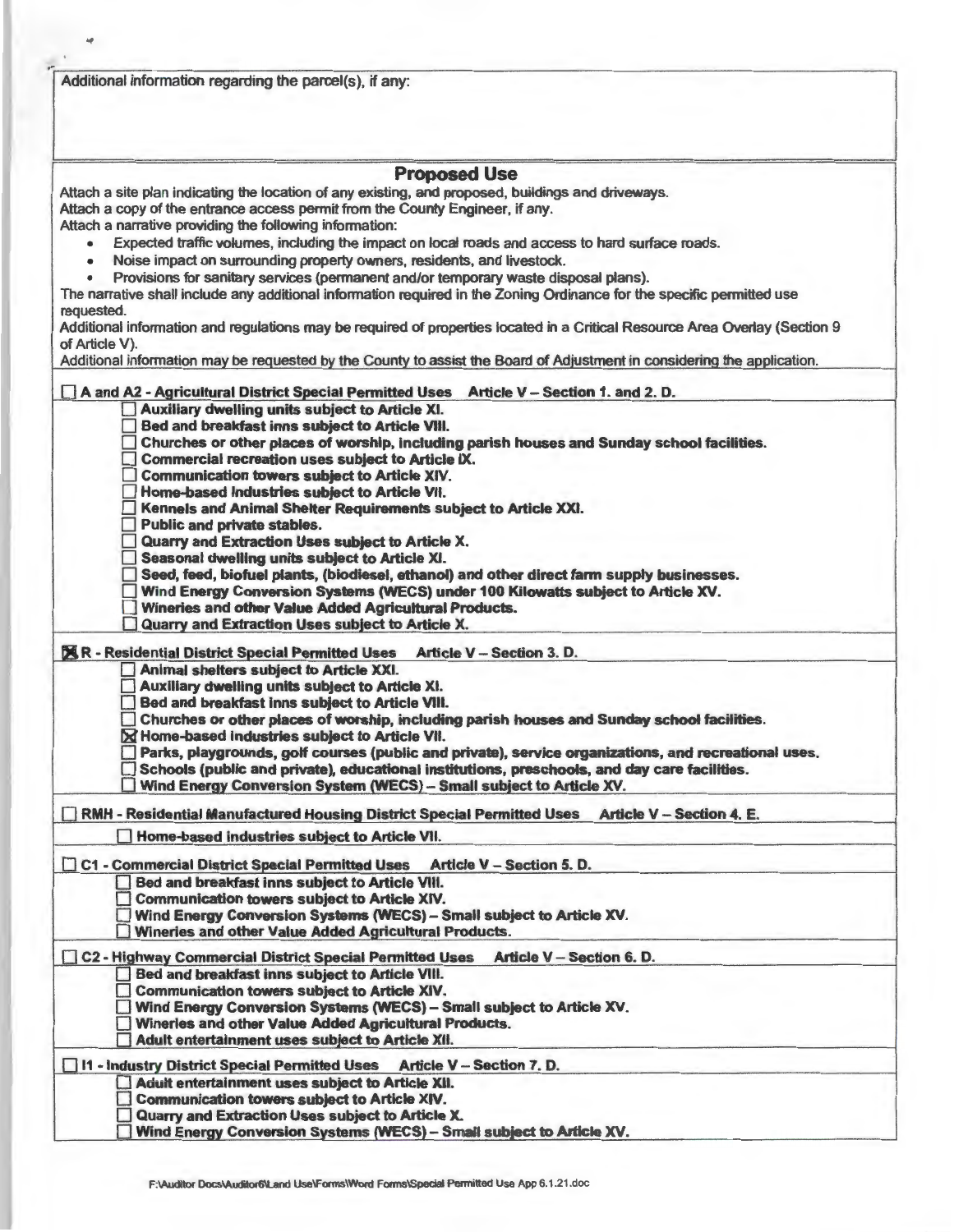Additional information regarding the parcel(s), if any:

## Proposed Use

Attach a site plan indicating the location of any existing, and proposed, buildings and driveways.
Attach a copy of the entrance access permit from the County Engineer, if any.
Attach a narrative providing the following information:

- Expected traffic volumes, including the impact on local roads and access to hard surface roads.
- Noise impact on surrounding property owners, residents, and livestock.
- Provisions for sanitary services (permanent and/or temporary waste disposal plans).

The narrative shall include any additional information required in the Zoning Ordinance for the specific permitted use requested.
Additional information and regulations may be required of properties located in a Critical Resource Area Overlay (Section 9 of Article V).
Additional information may be requested by the County to assist the Board of Adjustment in considering the application.

☐ **A and A2 - Agricultural District Special Permitted Uses Article V – Section 1. and 2. D.**

- ☐ **Auxiliary dwelling units subject to Article XI.**
- ☐ **Bed and breakfast inns subject to Article VIII.**
- ☐ **Churches or other places of worship, including parish houses and Sunday school facilities.**
- ☐ **Commercial recreation uses subject to Article IX.**
- ☐ **Communication towers subject to Article XIV.**
- ☐ **Home-based industries subject to Article VII.**
- ☐ **Kennels and Animal Shelter Requirements subject to Article XXI.**
- ☐ **Public and private stables.**
- ☐ **Quarry and Extraction Uses subject to Article X.**
- ☐ **Seasonal dwelling units subject to Article XI.**
- ☐ **Seed, feed, biofuel plants, (biodiesel, ethanol) and other direct farm supply businesses.**
- ☐ **Wind Energy Conversion Systems (WECS) under 100 Kilowatts subject to Article XV.**
- ☐ **Wineries and other Value Added Agricultural Products.**
- ☐ **Quarry and Extraction Uses subject to Article X.**

☒ **R - Residential District Special Permitted Uses Article V – Section 3. D.**

- ☐ **Animal shelters subject to Article XXI.**
- ☐ **Auxiliary dwelling units subject to Article XI.**
- ☐ **Bed and breakfast inns subject to Article VIII.**
- ☐ **Churches or other places of worship, including parish houses and Sunday school facilities.**
- ☒ **Home-based industries subject to Article VII.**
- ☐ **Parks, playgrounds, golf courses (public and private), service organizations, and recreational uses.**
- ☐ **Schools (public and private), educational institutions, preschools, and day care facilities.**
- ☐ **Wind Energy Conversion System (WECS) – Small subject to Article XV.**

☐ **RMH - Residential Manufactured Housing District Special Permitted Uses Article V – Section 4. E.**

- ☐ **Home-based industries subject to Article VII.**

☐ **C1 - Commercial District Special Permitted Uses Article V – Section 5. D.**

- ☐ **Bed and breakfast inns subject to Article VIII.**
- ☐ **Communication towers subject to Article XIV.**
- ☐ **Wind Energy Conversion Systems (WECS) – Small subject to Article XV.**
- ☐ **Wineries and other Value Added Agricultural Products.**

☐ **C2 - Highway Commercial District Special Permitted Uses Article V – Section 6. D.**

- ☐ **Bed and breakfast inns subject to Article VIII.**
- ☐ **Communication towers subject to Article XIV.**
- ☐ **Wind Energy Conversion Systems (WECS) – Small subject to Article XV.**
- ☐ **Wineries and other Value Added Agricultural Products.**
- ☐ **Adult entertainment uses subject to Article XII.**

☐ **I1 - Industry District Special Permitted Uses Article V – Section 7. D.**

- ☐ **Adult entertainment uses subject to Article XII.**
- ☐ **Communication towers subject to Article XIV.**
- ☐ **Quarry and Extraction Uses subject to Article X.**
- ☐ **Wind Energy Conversion Systems (WECS) – Small subject to Article XV.**

F:\Auditor Docs\Auditor6\Land Use\Forms\Word Forms\Special Permitted Use App 6.1.21.doc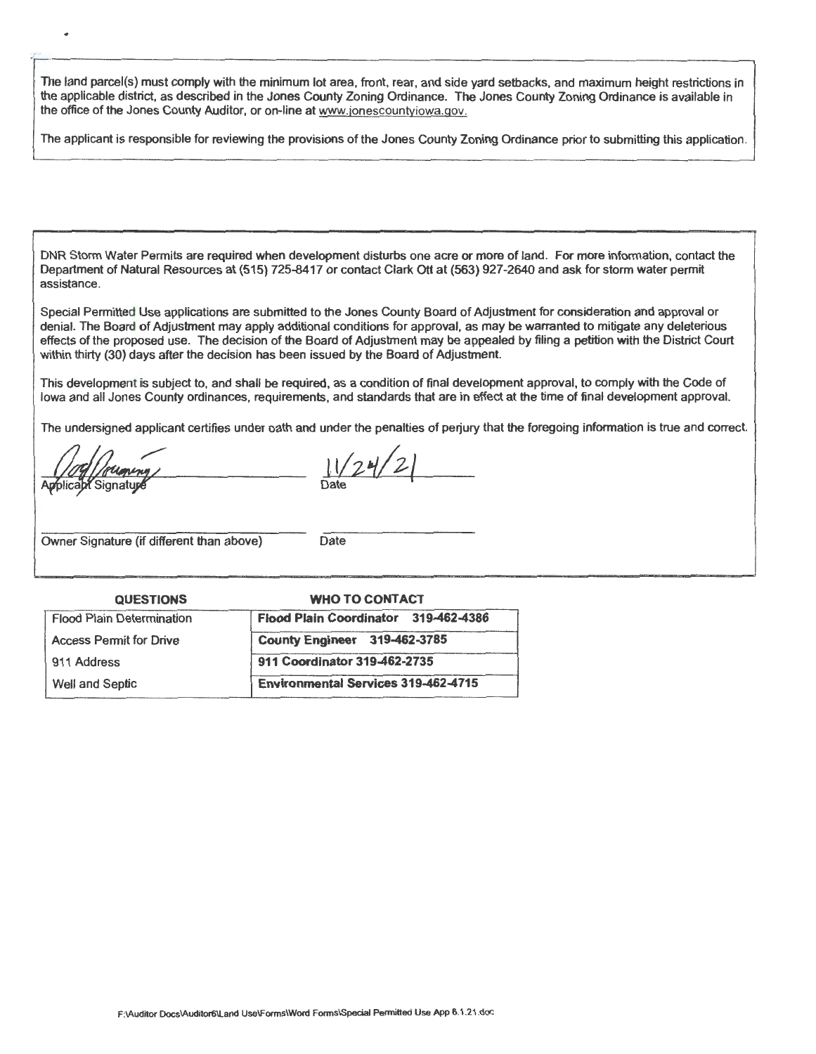The land parcel(s) must comply with the minimum lot area, front, rear, and side yard setbacks, and maximum height restrictions in the applicable district, as described in the Jones County Zoning Ordinance. The Jones County Zoning Ordinance is available in the office of the Jones County Auditor, or on-line at www.jonescountyiowa.gov.

The applicant is responsible for reviewing the provisions of the Jones County Zoning Ordinance prior to submitting this application.

DNR Storm Water Permits are required when development disturbs one acre or more of land. For more information, contact the Department of Natural Resources at (515) 725-8417 or contact Clark Ott at (563) 927-2640 and ask for storm water permit assistance.

Special Permitted Use applications are submitted to the Jones County Board of Adjustment for consideration and approval or denial. The Board of Adjustment may apply additional conditions for approval, as may be warranted to mitigate any deleterious effects of the proposed use. The decision of the Board of Adjustment may be appealed by filing a petition with the District Court within thirty (30) days after the decision has been issued by the Board of Adjustment.

This development is subject to, and shall be required, as a condition of final development approval, to comply with the Code of Iowa and all Jones County ordinances, requirements, and standards that are in effect at the time of final development approval.

The undersigned applicant certifies under oath and under the penalties of perjury that the foregoing information is true and correct.

[Signature] 11/24/21

Applicant Signature &nbsp;&nbsp;&nbsp;&nbsp; Date

\_\_\_\_\_\_\_\_\_\_\_\_\_\_\_\_\_\_\_\_ &nbsp;&nbsp;&nbsp;&nbsp; \_\_\_\_\_\_\_\_\_\_

Owner Signature (if different than above) &nbsp;&nbsp;&nbsp;&nbsp; Date

| QUESTIONS | WHO TO CONTACT |
|---|---|
| Flood Plain Determination | **Flood Plain Coordinator 319-462-4386** |
| Access Permit for Drive | **County Engineer 319-462-3785** |
| 911 Address | **911 Coordinator 319-462-2735** |
| Well and Septic | **Environmental Services 319-462-4715** |

F:\Auditor Docs\Auditor6\Land Use\Forms\Word Forms\Special Permitted Use App 6.1.21.doc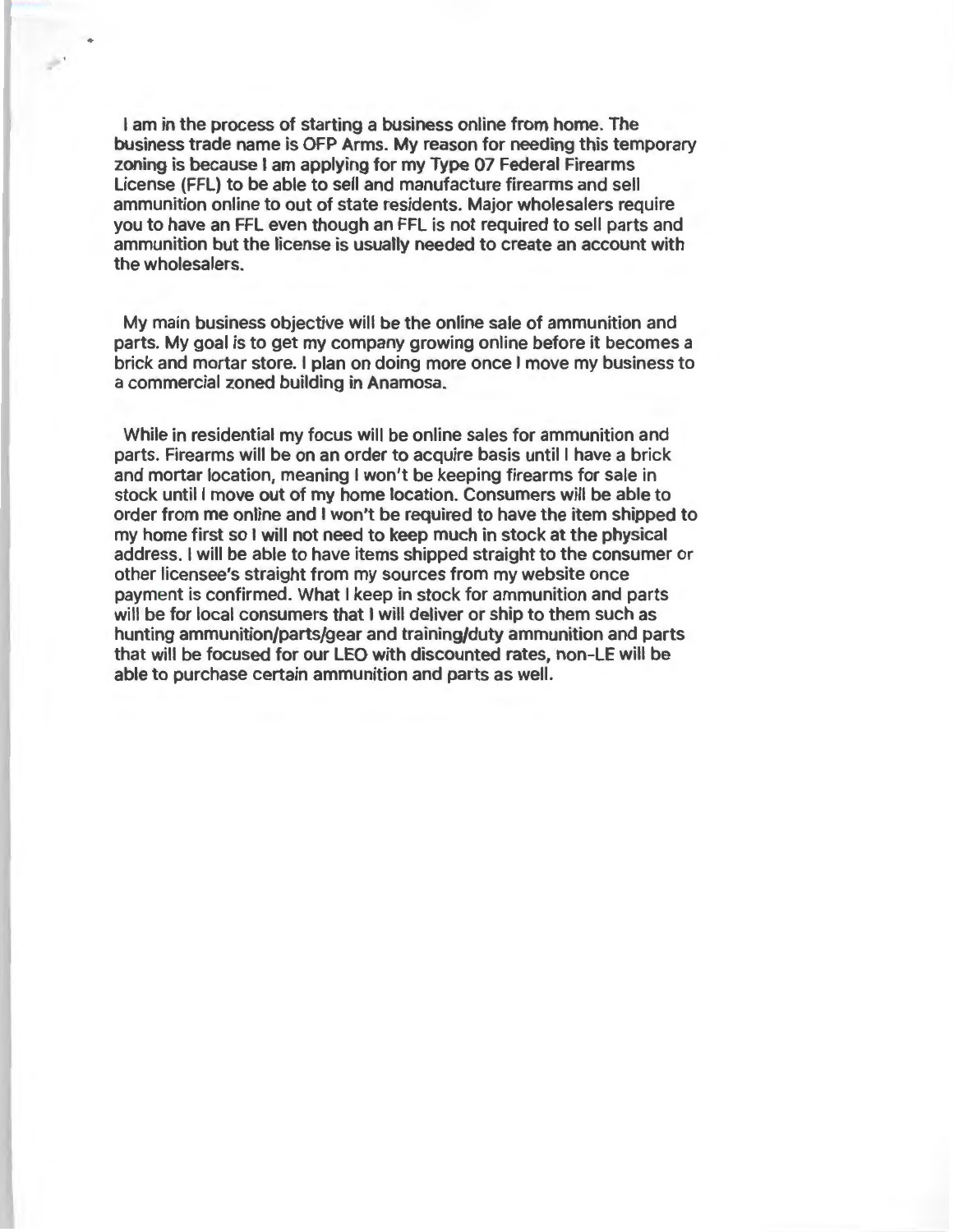I am in the process of starting a business online from home. The business trade name is OFP Arms. My reason for needing this temporary zoning is because I am applying for my Type 07 Federal Firearms License (FFL) to be able to sell and manufacture firearms and sell ammunition online to out of state residents. Major wholesalers require you to have an FFL even though an FFL is not required to sell parts and ammunition but the license is usually needed to create an account with the wholesalers.

My main business objective will be the online sale of ammunition and parts. My goal is to get my company growing online before it becomes a brick and mortar store. I plan on doing more once I move my business to a commercial zoned building in Anamosa.

While in residential my focus will be online sales for ammunition and parts. Firearms will be on an order to acquire basis until I have a brick and mortar location, meaning I won't be keeping firearms for sale in stock until I move out of my home location. Consumers will be able to order from me online and I won't be required to have the item shipped to my home first so I will not need to keep much in stock at the physical address. I will be able to have items shipped straight to the consumer or other licensee's straight from my sources from my website once payment is confirmed. What I keep in stock for ammunition and parts will be for local consumers that I will deliver or ship to them such as hunting ammunition/parts/gear and training/duty ammunition and parts that will be focused for our LEO with discounted rates, non-LE will be able to purchase certain ammunition and parts as well.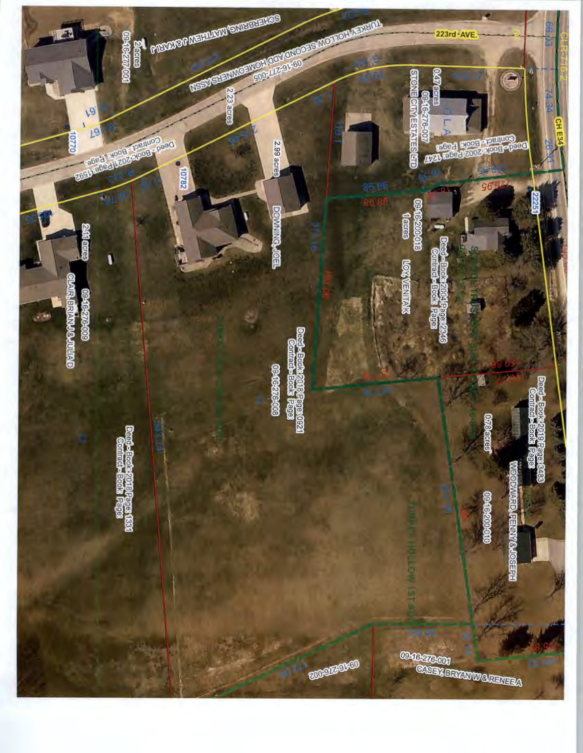223rd AVE.

CH E34

SCHERBRING, MATTHEW J & KARI J
09-16-277-001
2 acres

TURKEY HOLLOW SECOND ADD HOMEOWNERS ASSN
09-16-277-005
2.23 acres
Deed - Book: 2021 Page: 1592
Contract - Book: Page:

10770

10782

2.99 acres
DOWNING, JOEL

0.47 acres
09-16-276-007
STONE CITY ESTATES LTD
O.L.A
Deed - Book: 2002 Page: 1247
Contract - Book: Page:

2251

09-16-200-018
1 acres
LOY, VENITA K
Deed - Book: 2004 Page: 2346
Contract - Book: Page:

Deed - Book: 2018 Page: 0921
Contract - Book: Page:
09-16-276-008

2.11 acres
CLAIR, BRIAN J & JULIA D
09-16-276-009

Deed - Book: 2018 Page: 1331
Contract - Book: Page:

Deed - Book: 2019 Page: 3483
Contract - Book: Page:
0.79 acres
WOODWARD, PENNY & JOSEPH
09-16-200-010

TURKEY HOLLOW 1ST ADD

09-16-276-001
CASEY, BRYAN W & RENEE A

09-16-276-002